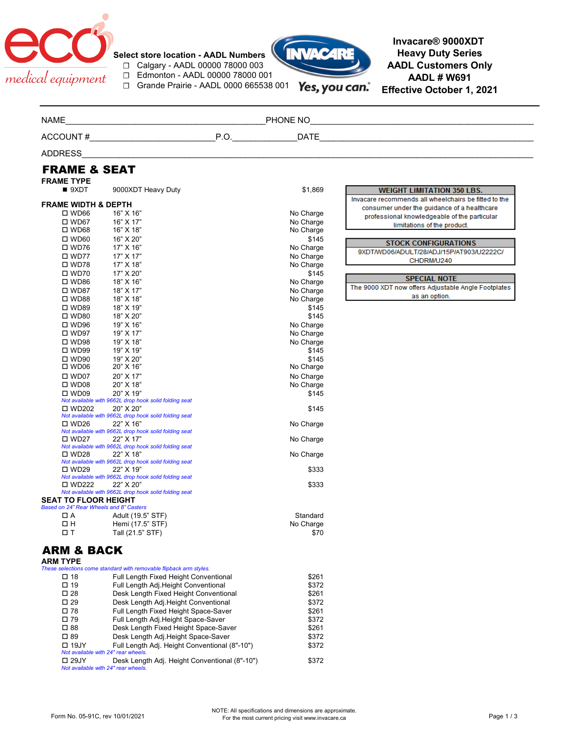eco medical equipment

Select store location - AADL Numbers

- ☐ Calgary - AADL 00000 78000 003
- ☐ Edmonton - AADL 00000 78000 001
- ☐ Grande Prairie - AADL 0000 665538 001

INVACARE Yes, you can.

**Invacare® 9000XDT**
**Heavy Duty Series**
**AADL Customers Only**
**AADL # W691**
**Effective October 1, 2021**

NAME\_\_\_\_\_\_\_\_\_\_\_\_\_\_\_\_\_\_\_\_ PHONE NO\_\_\_\_\_\_\_\_\_\_\_\_\_\_\_\_\_\_\_\_

ACCOUNT #\_\_\_\_\_\_\_\_\_\_\_\_\_\_\_\_\_\_\_\_ P.O.\_\_\_\_\_\_\_\_\_\_\_\_ DATE\_\_\_\_\_\_\_\_\_\_\_\_\_\_\_\_\_\_\_\_

ADDRESS\_\_\_\_\_\_\_\_\_\_\_\_\_\_\_\_\_\_\_\_\_\_\_\_\_\_\_\_\_\_\_\_\_\_\_\_\_\_\_\_

# FRAME & SEAT

### FRAME TYPE

| | | |
|---|---|---|
| ■ 9XDT | 9000XDT Heavy Duty | $1,869 |

### FRAME WIDTH & DEPTH

| | | |
|---|---|---|
| ☐ WD66 | 16" X 16" | No Charge |
| ☐ WD67 | 16" X 17" | No Charge |
| ☐ WD68 | 16" X 18" | No Charge |
| ☐ WD60 | 16" X 20" | $145 |
| ☐ WD76 | 17" X 16" | No Charge |
| ☐ WD77 | 17" X 17" | No Charge |
| ☐ WD78 | 17" X 18" | No Charge |
| ☐ WD70 | 17" X 20" | $145 |
| ☐ WD86 | 18" X 16" | No Charge |
| ☐ WD87 | 18" X 17" | No Charge |
| ☐ WD88 | 18" X 18" | No Charge |
| ☐ WD89 | 18" X 19" | $145 |
| ☐ WD80 | 18" X 20" | $145 |
| ☐ WD96 | 19" X 16" | No Charge |
| ☐ WD97 | 19" X 17" | No Charge |
| ☐ WD98 | 19" X 18" | No Charge |
| ☐ WD99 | 19" X 19" | $145 |
| ☐ WD90 | 19" X 20" | $145 |
| ☐ WD06 | 20" X 16" | No Charge |
| ☐ WD07 | 20" X 17" | No Charge |
| ☐ WD08 | 20" X 18" | No Charge |
| ☐ WD09 | 20" X 19" | $145 |
| *Not available with 9662L drop hook solid folding seat* | | |
| ☐ WD202 | 20" X 20" | $145 |
| *Not available with 9662L drop hook solid folding seat* | | |
| ☐ WD26 | 22" X 16" | No Charge |
| *Not available with 9662L drop hook solid folding seat* | | |
| ☐ WD27 | 22" X 17" | No Charge |
| *Not available with 9662L drop hook solid folding seat* | | |
| ☐ WD28 | 22" X 18" | No Charge |
| *Not available with 9662L drop hook solid folding seat* | | |
| ☐ WD29 | 22" X 19" | $333 |
| *Not available with 9662L drop hook solid folding seat* | | |
| ☐ WD222 | 22" X 20" | $333 |
| *Not available with 9662L drop hook solid folding seat* | | |

### SEAT TO FLOOR HEIGHT

*Based on 24" Rear Wheels and 8" Casters*

| | | |
|---|---|---|
| ☐ A | Adult (19.5" STF) | Standard |
| ☐ H | Hemi (17.5" STF) | No Charge |
| ☐ T | Tall (21.5" STF) | $70 |

**WEIGHT LIMITATION 350 LBS.**
Invacare recommends all wheelchairs be fitted to the consumer under the guidance of a healthcare professional knowledgeable of the particular limitations of the product.

**STOCK CONFIGURATIONS**
9XDT/WD06/ADULT/28/ADJ/15P/AT903/U2222C/ CHDRM/U240

**SPECIAL NOTE**
The 9000 XDT now offers Adjustable Angle Footplates as an option.

# ARM & BACK

### ARM TYPE

*These selections come standard with removable flipback arm styles.*

| | | |
|---|---|---|
| ☐ 18 | Full Length Fixed Height Conventional | $261 |
| ☐ 19 | Full Length Adj.Height Conventional | $372 |
| ☐ 28 | Desk Length Fixed Height Conventional | $261 |
| ☐ 29 | Desk Length Adj.Height Conventional | $372 |
| ☐ 78 | Full Length Fixed Height Space-Saver | $261 |
| ☐ 79 | Full Length Adj.Height Space-Saver | $372 |
| ☐ 88 | Desk Length Fixed Height Space-Saver | $261 |
| ☐ 89 | Desk Length Adj.Height Space-Saver | $372 |
| ☐ 19JY | Full Length Adj. Height Conventional (8"-10") | $372 |
| *Not available with 24" rear wheels.* | | |
| ☐ 29JY | Desk Length Adj. Height Conventional (8"-10") | $372 |
| *Not available with 24" rear wheels.* | | |

Form No. 05-91C, rev 10/01/2021

NOTE: All specifications and dimensions are approximate.
For the most current pricing visit www.invacare.ca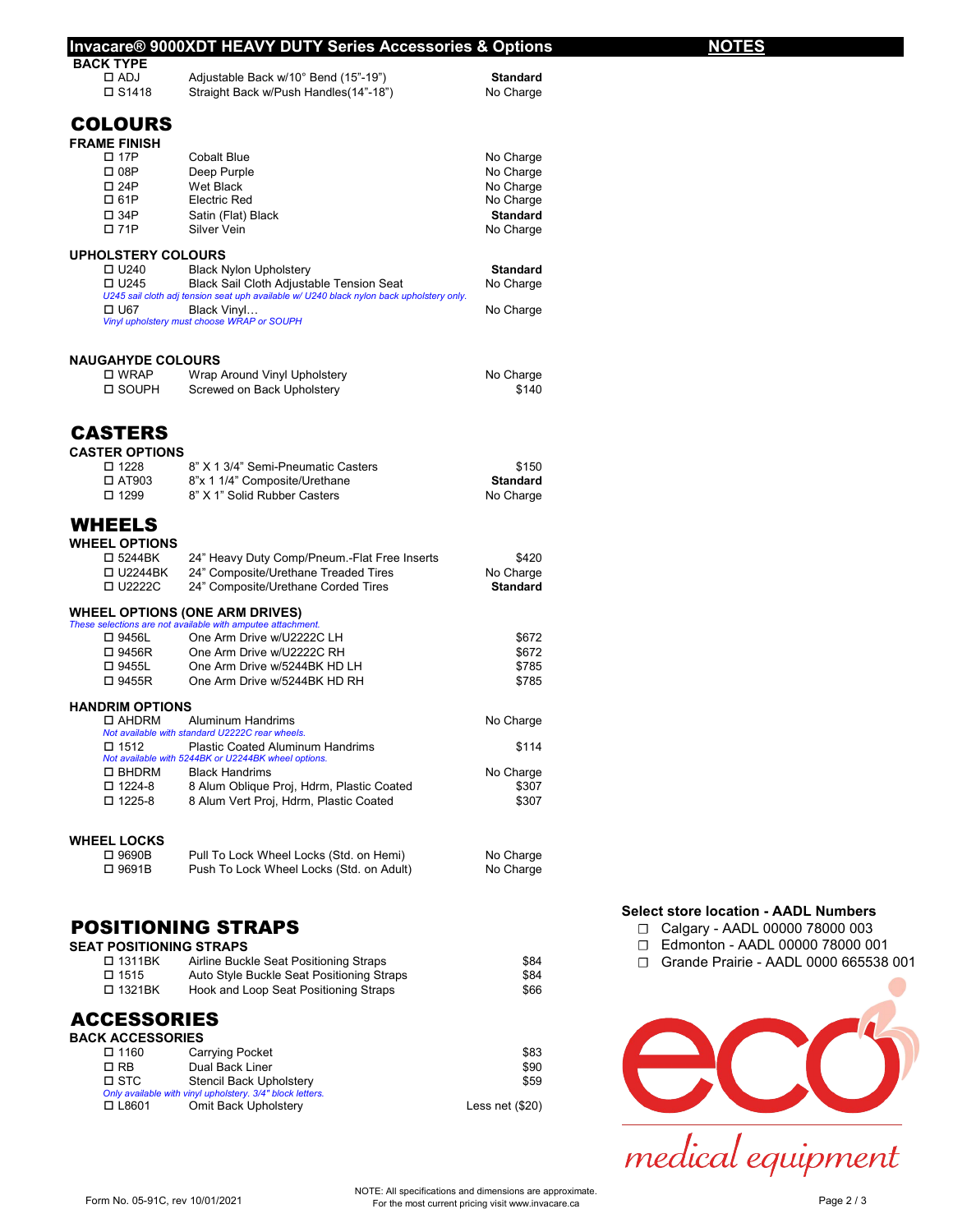## Invacare® 9000XDT HEAVY DUTY Series Accessories & Options

**NOTES**

**BACK TYPE**

| Code | Description | Price |
|---|---|---|
| ☐ ADJ | Adjustable Back w/10° Bend (15"-19") | **Standard** |
| ☐ S1418 | Straight Back w/Push Handles(14"-18") | No Charge |

# COLOURS

**FRAME FINISH**

| Code | Description | Price |
|---|---|---|
| ☐ 17P | Cobalt Blue | No Charge |
| ☐ 08P | Deep Purple | No Charge |
| ☐ 24P | Wet Black | No Charge |
| ☐ 61P | Electric Red | No Charge |
| ☐ 34P | Satin (Flat) Black | **Standard** |
| ☐ 71P | Silver Vein | No Charge |

**UPHOLSTERY COLOURS**

| Code | Description | Price |
|---|---|---|
| ☐ U240 | Black Nylon Upholstery | **Standard** |
| ☐ U245 | Black Sail Cloth Adjustable Tension Seat | No Charge |

*U245 sail cloth adj tension seat uph available w/ U240 black nylon back upholstery only.*

| Code | Description | Price |
|---|---|---|
| ☐ U67 | Black Vinyl… | No Charge |

*Vinyl upholstery must choose WRAP or SOUPH*

**NAUGAHYDE COLOURS**

| Code | Description | Price |
|---|---|---|
| ☐ WRAP | Wrap Around Vinyl Upholstery | No Charge |
| ☐ SOUPH | Screwed on Back Upholstery | $140 |

# CASTERS

**CASTER OPTIONS**

| Code | Description | Price |
|---|---|---|
| ☐ 1228 | 8" X 1 3/4" Semi-Pneumatic Casters | $150 |
| ☐ AT903 | 8"x 1 1/4" Composite/Urethane | **Standard** |
| ☐ 1299 | 8" X 1" Solid Rubber Casters | No Charge |

# WHEELS

**WHEEL OPTIONS**

| Code | Description | Price |
|---|---|---|
| ☐ 5244BK | 24" Heavy Duty Comp/Pneum.-Flat Free Inserts | $420 |
| ☐ U2244BK | 24" Composite/Urethane Treaded Tires | No Charge |
| ☐ U2222C | 24" Composite/Urethane Corded Tires | **Standard** |

**WHEEL OPTIONS (ONE ARM DRIVES)**

*These selections are not available with amputee attachment.*

| Code | Description | Price |
|---|---|---|
| ☐ 9456L | One Arm Drive w/U2222C LH | $672 |
| ☐ 9456R | One Arm Drive w/U2222C RH | $672 |
| ☐ 9455L | One Arm Drive w/5244BK HD LH | $785 |
| ☐ 9455R | One Arm Drive w/5244BK HD RH | $785 |

**HANDRIM OPTIONS**

| Code | Description | Price |
|---|---|---|
| ☐ AHDRM | Aluminum Handrims | No Charge |

*Not available with standard U2222C rear wheels.*

| Code | Description | Price |
|---|---|---|
| ☐ 1512 | Plastic Coated Aluminum Handrims | $114 |

*Not available with 5244BK or U2244BK wheel options.*

| Code | Description | Price |
|---|---|---|
| ☐ BHDRM | Black Handrims | No Charge |
| ☐ 1224-8 | 8 Alum Oblique Proj, Hdrm, Plastic Coated | $307 |
| ☐ 1225-8 | 8 Alum Vert Proj, Hdrm, Plastic Coated | $307 |

**WHEEL LOCKS**

| Code | Description | Price |
|---|---|---|
| ☐ 9690B | Pull To Lock Wheel Locks (Std. on Hemi) | No Charge |
| ☐ 9691B | Push To Lock Wheel Locks (Std. on Adult) | No Charge |

# POSITIONING STRAPS

**SEAT POSITIONING STRAPS**

| Code | Description | Price |
|---|---|---|
| ☐ 1311BK | Airline Buckle Seat Positioning Straps | $84 |
| ☐ 1515 | Auto Style Buckle Seat Positioning Straps | $84 |
| ☐ 1321BK | Hook and Loop Seat Positioning Straps | $66 |

# ACCESSORIES

**BACK ACCESSORIES**

| Code | Description | Price |
|---|---|---|
| ☐ 1160 | Carrying Pocket | $83 |
| ☐ RB | Dual Back Liner | $90 |
| ☐ STC | Stencil Back Upholstery | $59 |

*Only available with vinyl upholstery. 3/4" block letters.*

| Code | Description | Price |
|---|---|---|
| ☐ L8601 | Omit Back Upholstery | Less net ($20) |

**Select store location - AADL Numbers**

- ☐ Calgary - AADL 00000 78000 003
- ☐ Edmonton - AADL 00000 78000 001
- ☐ Grande Prairie - AADL 0000 665538 001

eco medical equipment

Form No. 05-91C, rev 10/01/2021

NOTE: All specifications and dimensions are approximate.
For the most current pricing visit www.invacare.ca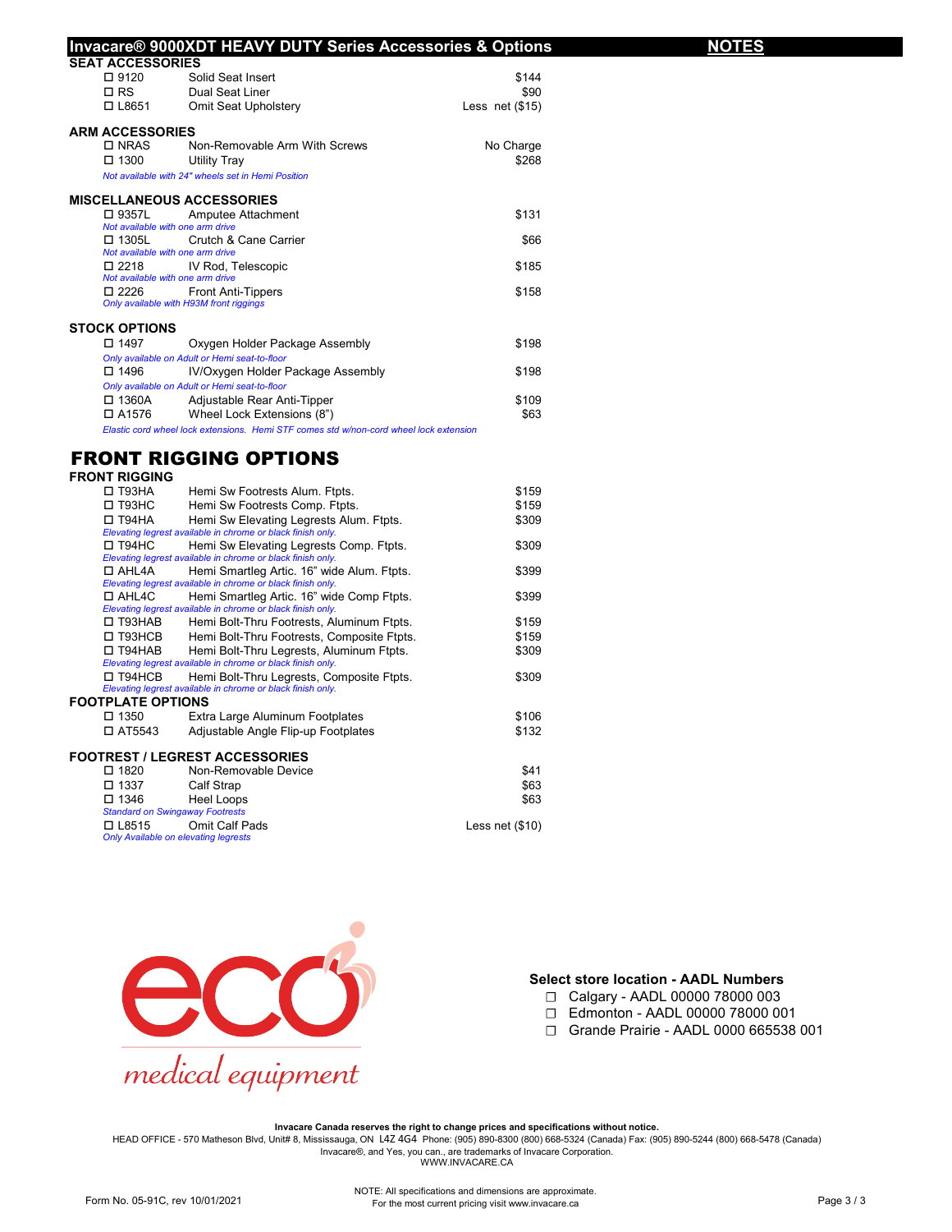## Invacare® 9000XDT HEAVY DUTY Series Accessories & Options

**NOTES**

### SEAT ACCESSORIES

| | | |
|---|---|---|
| ☐ 9120 | Solid Seat Insert | $144 |
| ☐ RS | Dual Seat Liner | $90 |
| ☐ L8651 | Omit Seat Upholstery | Less net ($15) |

### ARM ACCESSORIES

| | | |
|---|---|---|
| ☐ NRAS | Non-Removable Arm With Screws | No Charge |
| ☐ 1300 | Utility Tray | $268 |

*Not available with 24" wheels set in Hemi Position*

### MISCELLANEOUS ACCESSORIES

| | | |
|---|---|---|
| ☐ 9357L | Amputee Attachment *Not available with one arm drive* | $131 |
| ☐ 1305L | Crutch & Cane Carrier *Not available with one arm drive* | $66 |
| ☐ 2218 | IV Rod, Telescopic *Not available with one arm drive* | $185 |
| ☐ 2226 | Front Anti-Tippers *Only available with H93M front riggings* | $158 |

### STOCK OPTIONS

| | | |
|---|---|---|
| ☐ 1497 | Oxygen Holder Package Assembly *Only available on Adult or Hemi seat-to-floor* | $198 |
| ☐ 1496 | IV/Oxygen Holder Package Assembly *Only available on Adult or Hemi seat-to-floor* | $198 |
| ☐ 1360A | Adjustable Rear Anti-Tipper | $109 |
| ☐ A1576 | Wheel Lock Extensions (8") | $63 |

*Elastic cord wheel lock extensions. Hemi STF comes std w/non-cord wheel lock extension*

## FRONT RIGGING OPTIONS

### FRONT RIGGING

| | | |
|---|---|---|
| ☐ T93HA | Hemi Sw Footrests Alum. Ftpts. | $159 |
| ☐ T93HC | Hemi Sw Footrests Comp. Ftpts. | $159 |
| ☐ T94HA | Hemi Sw Elevating Legrests Alum. Ftpts. *Elevating legrest available in chrome or black finish only.* | $309 |
| ☐ T94HC | Hemi Sw Elevating Legrests Comp. Ftpts. *Elevating legrest available in chrome or black finish only.* | $309 |
| ☐ AHL4A | Hemi Smartleg Artic. 16" wide Alum. Ftpts. *Elevating legrest available in chrome or black finish only.* | $399 |
| ☐ AHL4C | Hemi Smartleg Artic. 16" wide Comp Ftpts. *Elevating legrest available in chrome or black finish only.* | $399 |
| ☐ T93HAB | Hemi Bolt-Thru Footrests, Aluminum Ftpts. | $159 |
| ☐ T93HCB | Hemi Bolt-Thru Footrests, Composite Ftpts. | $159 |
| ☐ T94HAB | Hemi Bolt-Thru Legrests, Aluminum Ftpts. *Elevating legrest available in chrome or black finish only.* | $309 |
| ☐ T94HCB | Hemi Bolt-Thru Legrests, Composite Ftpts. *Elevating legrest available in chrome or black finish only.* | $309 |

### FOOTPLATE OPTIONS

| | | |
|---|---|---|
| ☐ 1350 | Extra Large Aluminum Footplates | $106 |
| ☐ AT5543 | Adjustable Angle Flip-up Footplates | $132 |

### FOOTREST / LEGREST ACCESSORIES

| | | |
|---|---|---|
| ☐ 1820 | Non-Removable Device | $41 |
| ☐ 1337 | Calf Strap | $63 |
| ☐ 1346 | Heel Loops *Standard on Swingaway Footrests* | $63 |
| ☐ L8515 | Omit Calf Pads *Only Available on elevating legrests* | Less net ($10) |

eco medical equipment

**Select store location - AADL Numbers**

- ☐ Calgary - AADL 00000 78000 003
- ☐ Edmonton - AADL 00000 78000 001
- ☐ Grande Prairie - AADL 0000 665538 001

**Invacare Canada reserves the right to change prices and specifications without notice.**

HEAD OFFICE - 570 Matheson Blvd, Unit# 8, Mississauga, ON L4Z 4G4 Phone: (905) 890-8300 (800) 668-5324 (Canada) Fax: (905) 890-5244 (800) 668-5478 (Canada)

Invacare®, and Yes, you can., are trademarks of Invacare Corporation.

WWW.INVACARE.CA

Form No. 05-91C, rev 10/01/2021

NOTE: All specifications and dimensions are approximate.
For the most current pricing visit www.invacare.ca